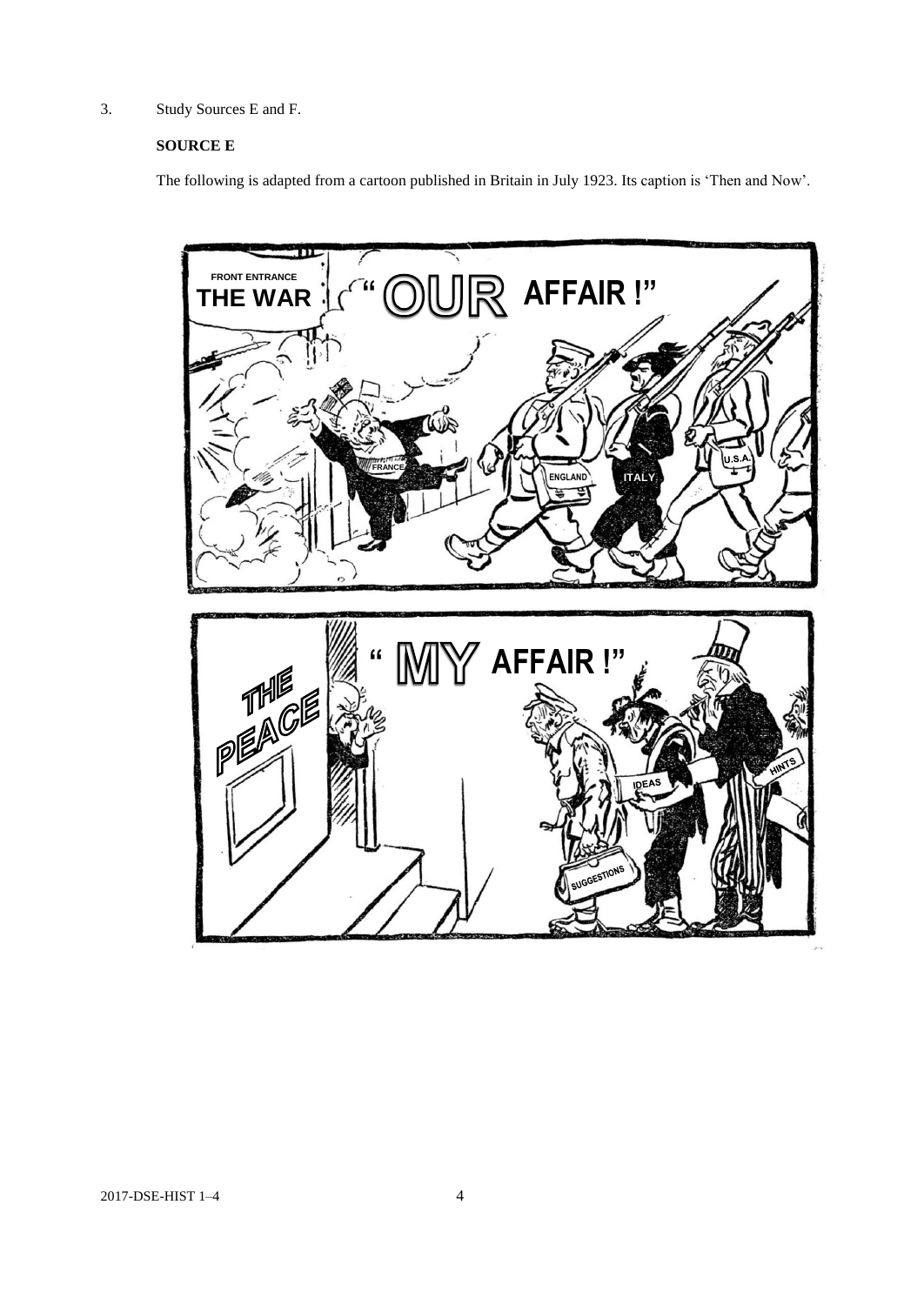3. Study Sources E and F.

**SOURCE E**

The following is adapted from a cartoon published in Britain in July 1923. Its caption is 'Then and Now'.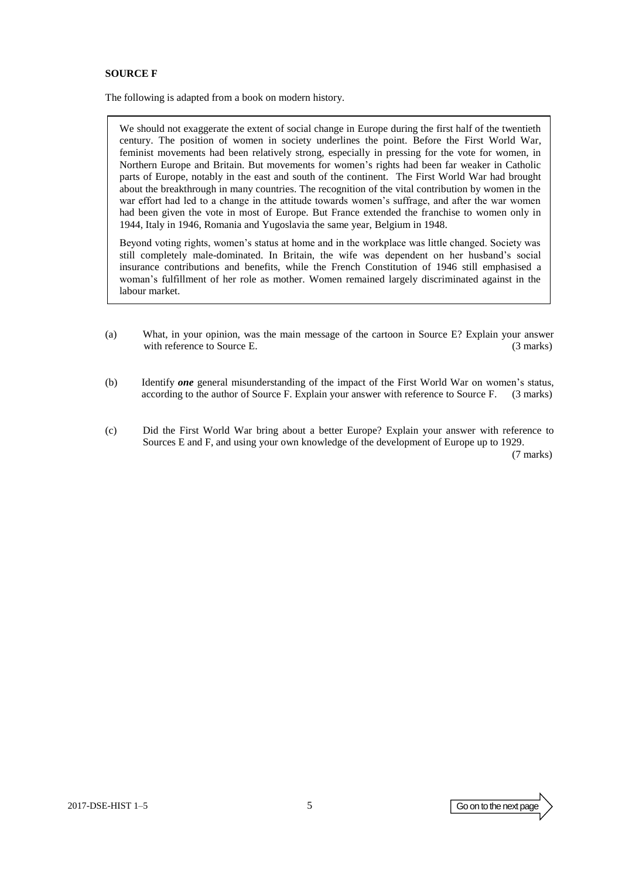**SOURCE F**

The following is adapted from a book on modern history.

> We should not exaggerate the extent of social change in Europe during the first half of the twentieth century. The position of women in society underlines the point. Before the First World War, feminist movements had been relatively strong, especially in pressing for the vote for women, in Northern Europe and Britain. But movements for women's rights had been far weaker in Catholic parts of Europe, notably in the east and south of the continent. The First World War had brought about the breakthrough in many countries. The recognition of the vital contribution by women in the war effort had led to a change in the attitude towards women's suffrage, and after the war women had been given the vote in most of Europe. But France extended the franchise to women only in 1944, Italy in 1946, Romania and Yugoslavia the same year, Belgium in 1948.
>
> Beyond voting rights, women's status at home and in the workplace was little changed. Society was still completely male-dominated. In Britain, the wife was dependent on her husband's social insurance contributions and benefits, while the French Constitution of 1946 still emphasised a woman's fulfillment of her role as mother. Women remained largely discriminated against in the labour market.

(a) What, in your opinion, was the main message of the cartoon in Source E? Explain your answer with reference to Source E. (3 marks)

(b) Identify ***one*** general misunderstanding of the impact of the First World War on women's status, according to the author of Source F. Explain your answer with reference to Source F. (3 marks)

(c) Did the First World War bring about a better Europe? Explain your answer with reference to Sources E and F, and using your own knowledge of the development of Europe up to 1929. (7 marks)